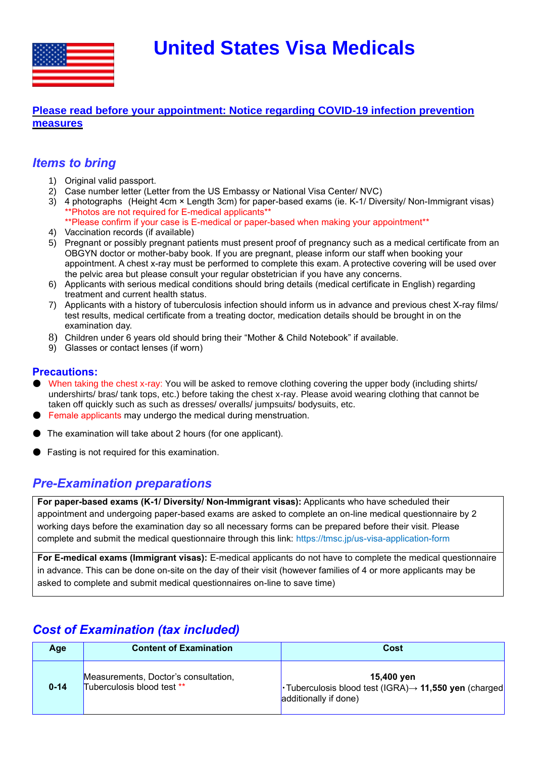# United States Visa Medicals

**Please read before your appointment: Notice regarding COVID-19 infection prevention measures**

## *Items to bring*

1) Original valid passport.
2) Case number letter (Letter from the US Embassy or National Visa Center/ NVC)
3) 4 photographs (Height 4cm × Length 3cm) for paper-based exams (ie. K-1/ Diversity/ Non-Immigrant visas)
   **Photos are not required for E-medical applicants**
   **Please confirm if your case is E-medical or paper-based when making your appointment**
4) Vaccination records (if available)
5) Pregnant or possibly pregnant patients must present proof of pregnancy such as a medical certificate from an OBGYN doctor or mother-baby book. If you are pregnant, please inform our staff when booking your appointment. A chest x-ray must be performed to complete this exam. A protective covering will be used over the pelvic area but please consult your regular obstetrician if you have any concerns.
6) Applicants with serious medical conditions should bring details (medical certificate in English) regarding treatment and current health status.
7) Applicants with a history of tuberculosis infection should inform us in advance and previous chest X-ray films/ test results, medical certificate from a treating doctor, medication details should be brought in on the examination day.
8) Children under 6 years old should bring their "Mother & Child Notebook" if available.
9) Glasses or contact lenses (if worn)

### Precautions:

- When taking the chest x-ray: You will be asked to remove clothing covering the upper body (including shirts/ undershirts/ bras/ tank tops, etc.) before taking the chest x-ray. Please avoid wearing clothing that cannot be taken off quickly such as such as dresses/ overalls/ jumpsuits/ bodysuits, etc.
- Female applicants may undergo the medical during menstruation.
- The examination will take about 2 hours (for one applicant).
- Fasting is not required for this examination.

## *Pre-Examination preparations*

**For paper-based exams (K-1/ Diversity/ Non-Immigrant visas):** Applicants who have scheduled their appointment and undergoing paper-based exams are asked to complete an on-line medical questionnaire by 2 working days before the examination day so all necessary forms can be prepared before their visit. Please complete and submit the medical questionnaire through this link: https://tmsc.jp/us-visa-application-form

**For E-medical exams (Immigrant visas):** E-medical applicants do not have to complete the medical questionnaire in advance. This can be done on-site on the day of their visit (however families of 4 or more applicants may be asked to complete and submit medical questionnaires on-line to save time)

## *Cost of Examination (tax included)*

| Age | Content of Examination | Cost |
|---|---|---|
| 0-14 | Measurements, Doctor's consultation, Tuberculosis blood test ** | **15,400 yen**<br>・Tuberculosis blood test (IGRA)→ **11,550 yen** (charged additionally if done) |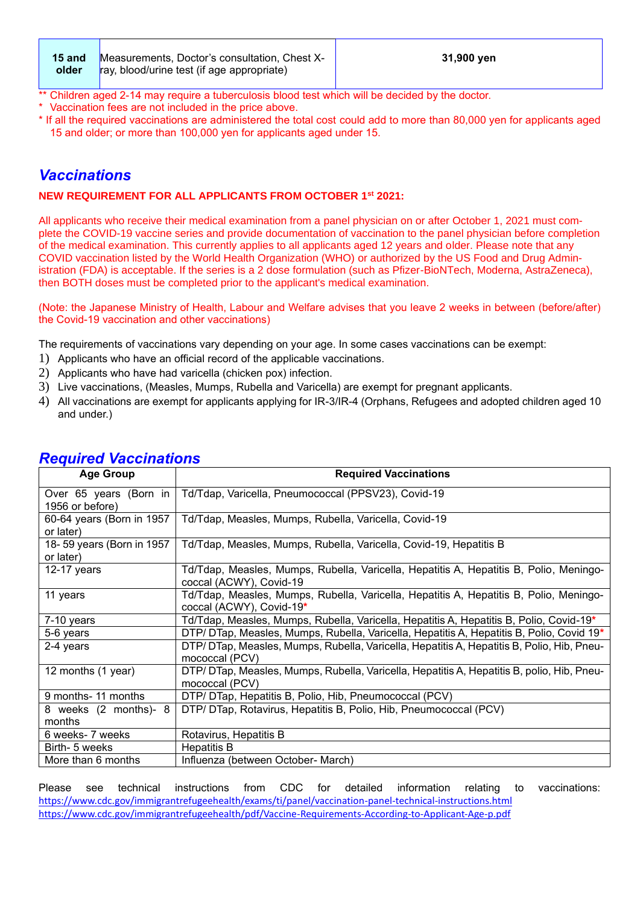| 15 and older | Measurements, Doctor's consultation, Chest X-ray, blood/urine test (if age appropriate) | **31,900 yen** |
|---|---|---|

** Children aged 2-14 may require a tuberculosis blood test which will be decided by the doctor.
* Vaccination fees are not included in the price above.
* If all the required vaccinations are administered the total cost could add to more than 80,000 yen for applicants aged 15 and older; or more than 100,000 yen for applicants aged under 15.

## *Vaccinations*

**NEW REQUIREMENT FOR ALL APPLICANTS FROM OCTOBER 1st 2021:**

All applicants who receive their medical examination from a panel physician on or after October 1, 2021 must complete the COVID-19 vaccine series and provide documentation of vaccination to the panel physician before completion of the medical examination. This currently applies to all applicants aged 12 years and older. Please note that any COVID vaccination listed by the World Health Organization (WHO) or authorized by the US Food and Drug Administration (FDA) is acceptable. If the series is a 2 dose formulation (such as Pfizer-BioNTech, Moderna, AstraZeneca), then BOTH doses must be completed prior to the applicant's medical examination.

(Note: the Japanese Ministry of Health, Labour and Welfare advises that you leave 2 weeks in between (before/after) the Covid-19 vaccination and other vaccinations)

The requirements of vaccinations vary depending on your age. In some cases vaccinations can be exempt:

1) Applicants who have an official record of the applicable vaccinations.
2) Applicants who have had varicella (chicken pox) infection.
3) Live vaccinations, (Measles, Mumps, Rubella and Varicella) are exempt for pregnant applicants.
4) All vaccinations are exempt for applicants applying for IR-3/IR-4 (Orphans, Refugees and adopted children aged 10 and under.)

## *Required Vaccinations*

| Age Group | Required Vaccinations |
|---|---|
| Over 65 years (Born in 1956 or before) | Td/Tdap, Varicella, Pneumococcal (PPSV23), Covid-19 |
| 60-64 years (Born in 1957 or later) | Td/Tdap, Measles, Mumps, Rubella, Varicella, Covid-19 |
| 18- 59 years (Born in 1957 or later) | Td/Tdap, Measles, Mumps, Rubella, Varicella, Covid-19, Hepatitis B |
| 12-17 years | Td/Tdap, Measles, Mumps, Rubella, Varicella, Hepatitis A, Hepatitis B, Polio, Meningococcal (ACWY), Covid-19 |
| 11 years | Td/Tdap, Measles, Mumps, Rubella, Varicella, Hepatitis A, Hepatitis B, Polio, Meningococcal (ACWY), Covid-19* |
| 7-10 years | Td/Tdap, Measles, Mumps, Rubella, Varicella, Hepatitis A, Hepatitis B, Polio, Covid-19* |
| 5-6 years | DTP/ DTap, Measles, Mumps, Rubella, Varicella, Hepatitis A, Hepatitis B, Polio, Covid 19* |
| 2-4 years | DTP/ DTap, Measles, Mumps, Rubella, Varicella, Hepatitis A, Hepatitis B, Polio, Hib, Pneumococcal (PCV) |
| 12 months (1 year) | DTP/ DTap, Measles, Mumps, Rubella, Varicella, Hepatitis A, Hepatitis B, polio, Hib, Pneumococcal (PCV) |
| 9 months- 11 months | DTP/ DTap, Hepatitis B, Polio, Hib, Pneumococcal (PCV) |
| 8 weeks (2 months)- 8 months | DTP/ DTap, Rotavirus, Hepatitis B, Polio, Hib, Pneumococcal (PCV) |
| 6 weeks- 7 weeks | Rotavirus, Hepatitis B |
| Birth- 5 weeks | Hepatitis B |
| More than 6 months | Influenza (between October- March) |

Please see technical instructions from CDC for detailed information relating to vaccinations:
https://www.cdc.gov/immigrantrefugeehealth/exams/ti/panel/vaccination-panel-technical-instructions.html
https://www.cdc.gov/immigrantrefugeehealth/pdf/Vaccine-Requirements-According-to-Applicant-Age-p.pdf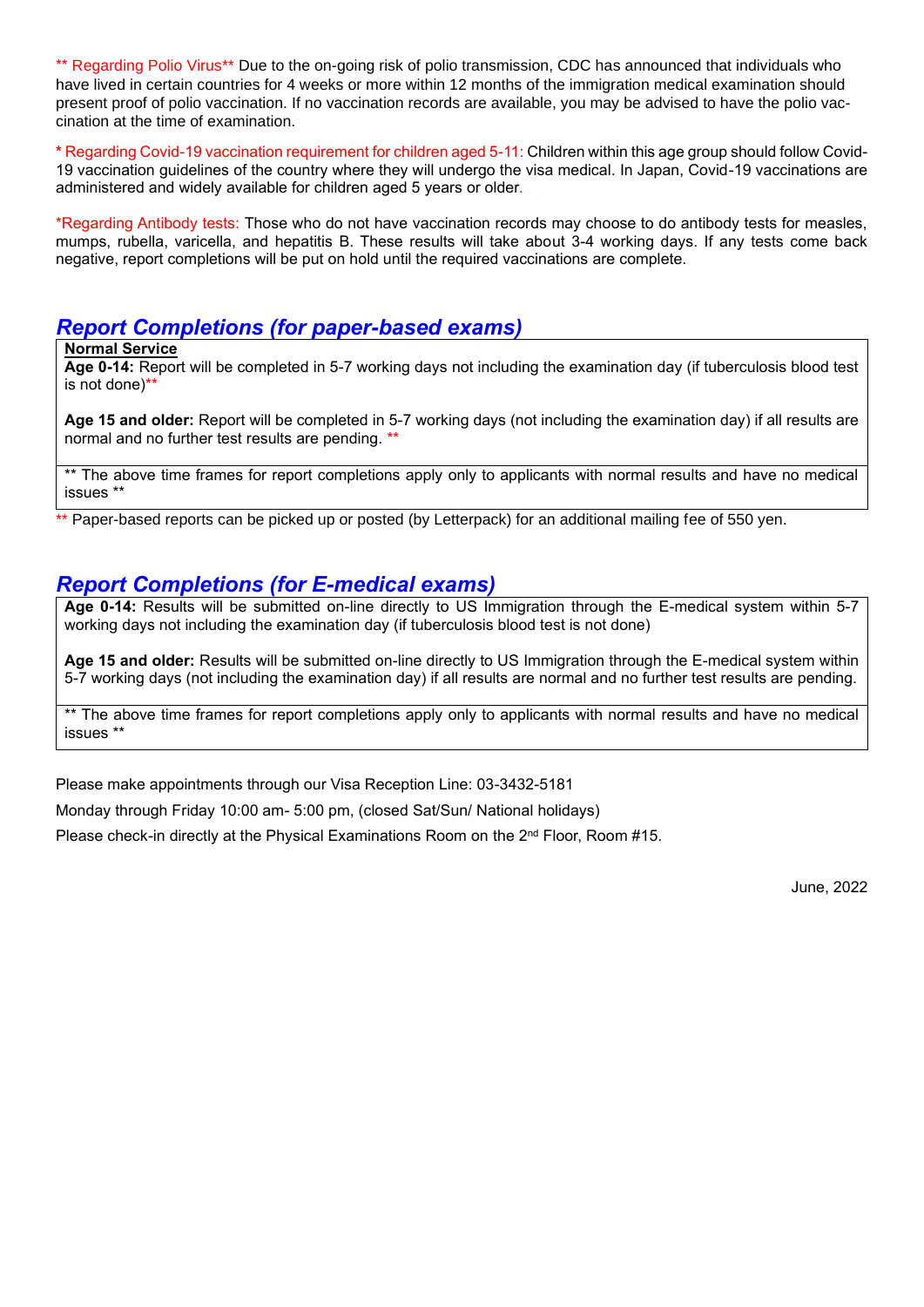** Regarding Polio Virus** Due to the on-going risk of polio transmission, CDC has announced that individuals who have lived in certain countries for 4 weeks or more within 12 months of the immigration medical examination should present proof of polio vaccination. If no vaccination records are available, you may be advised to have the polio vaccination at the time of examination.

* Regarding Covid-19 vaccination requirement for children aged 5-11: Children within this age group should follow Covid-19 vaccination guidelines of the country where they will undergo the visa medical. In Japan, Covid-19 vaccinations are administered and widely available for children aged 5 years or older.

*Regarding Antibody tests: Those who do not have vaccination records may choose to do antibody tests for measles, mumps, rubella, varicella, and hepatitis B. These results will take about 3-4 working days. If any tests come back negative, report completions will be put on hold until the required vaccinations are complete.

## *Report Completions (for paper-based exams)*

**Normal Service**

**Age 0-14:** Report will be completed in 5-7 working days not including the examination day (if tuberculosis blood test is not done)**

**Age 15 and older:** Report will be completed in 5-7 working days (not including the examination day) if all results are normal and no further test results are pending. **

** The above time frames for report completions apply only to applicants with normal results and have no medical issues **

** Paper-based reports can be picked up or posted (by Letterpack) for an additional mailing fee of 550 yen.

## *Report Completions (for E-medical exams)*

**Age 0-14:** Results will be submitted on-line directly to US Immigration through the E-medical system within 5-7 working days not including the examination day (if tuberculosis blood test is not done)

**Age 15 and older:** Results will be submitted on-line directly to US Immigration through the E-medical system within 5-7 working days (not including the examination day) if all results are normal and no further test results are pending.

** The above time frames for report completions apply only to applicants with normal results and have no medical issues **

Please make appointments through our Visa Reception Line: 03-3432-5181

Monday through Friday 10:00 am- 5:00 pm, (closed Sat/Sun/ National holidays)

Please check-in directly at the Physical Examinations Room on the 2nd Floor, Room #15.

June, 2022